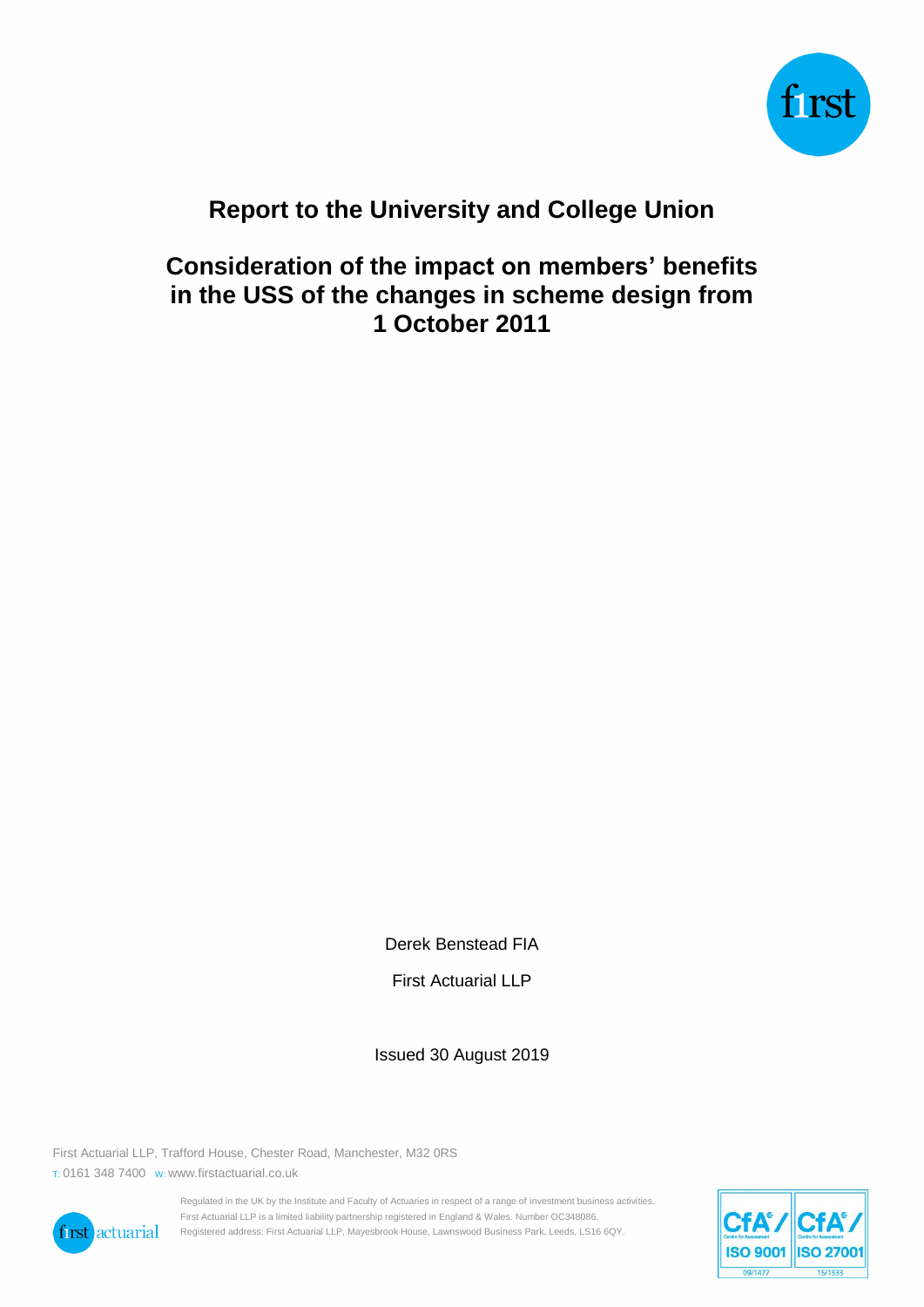# Report to the University and College Union

## Consideration of the impact on members' benefits in the USS of the changes in scheme design from 1 October 2011

Derek Benstead FIA

First Actuarial LLP

Issued 30 August 2019

First Actuarial LLP, Trafford House, Chester Road, Manchester, M32 0RS

T: 0161 348 7400 W: www.firstactuarial.co.uk

Regulated in the UK by the Institute and Faculty of Actuaries in respect of a range of investment business activities.
First Actuarial LLP is a limited liability partnership registered in England & Wales. Number OC348086.
Registered address: First Actuarial LLP, Mayesbrook House, Lawnswood Business Park, Leeds, LS16 6QY.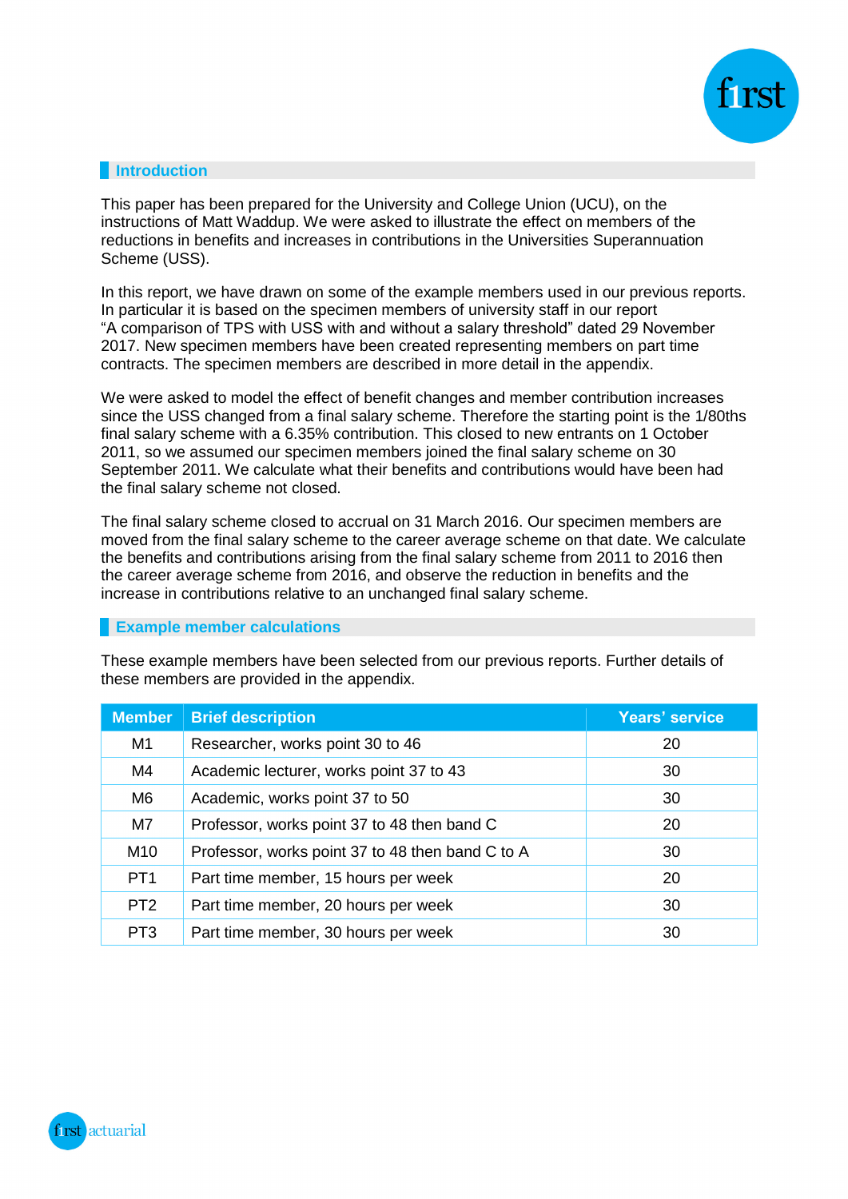## Introduction

This paper has been prepared for the University and College Union (UCU), on the instructions of Matt Waddup. We were asked to illustrate the effect on members of the reductions in benefits and increases in contributions in the Universities Superannuation Scheme (USS).

In this report, we have drawn on some of the example members used in our previous reports. In particular it is based on the specimen members of university staff in our report "A comparison of TPS with USS with and without a salary threshold" dated 29 November 2017. New specimen members have been created representing members on part time contracts. The specimen members are described in more detail in the appendix.

We were asked to model the effect of benefit changes and member contribution increases since the USS changed from a final salary scheme. Therefore the starting point is the 1/80ths final salary scheme with a 6.35% contribution. This closed to new entrants on 1 October 2011, so we assumed our specimen members joined the final salary scheme on 30 September 2011. We calculate what their benefits and contributions would have been had the final salary scheme not closed.

The final salary scheme closed to accrual on 31 March 2016. Our specimen members are moved from the final salary scheme to the career average scheme on that date. We calculate the benefits and contributions arising from the final salary scheme from 2011 to 2016 then the career average scheme from 2016, and observe the reduction in benefits and the increase in contributions relative to an unchanged final salary scheme.

## Example member calculations

These example members have been selected from our previous reports. Further details of these members are provided in the appendix.

| Member | Brief description | Years' service |
|---|---|---|
| M1 | Researcher, works point 30 to 46 | 20 |
| M4 | Academic lecturer, works point 37 to 43 | 30 |
| M6 | Academic, works point 37 to 50 | 30 |
| M7 | Professor, works point 37 to 48 then band C | 20 |
| M10 | Professor, works point 37 to 48 then band C to A | 30 |
| PT1 | Part time member, 15 hours per week | 20 |
| PT2 | Part time member, 20 hours per week | 30 |
| PT3 | Part time member, 30 hours per week | 30 |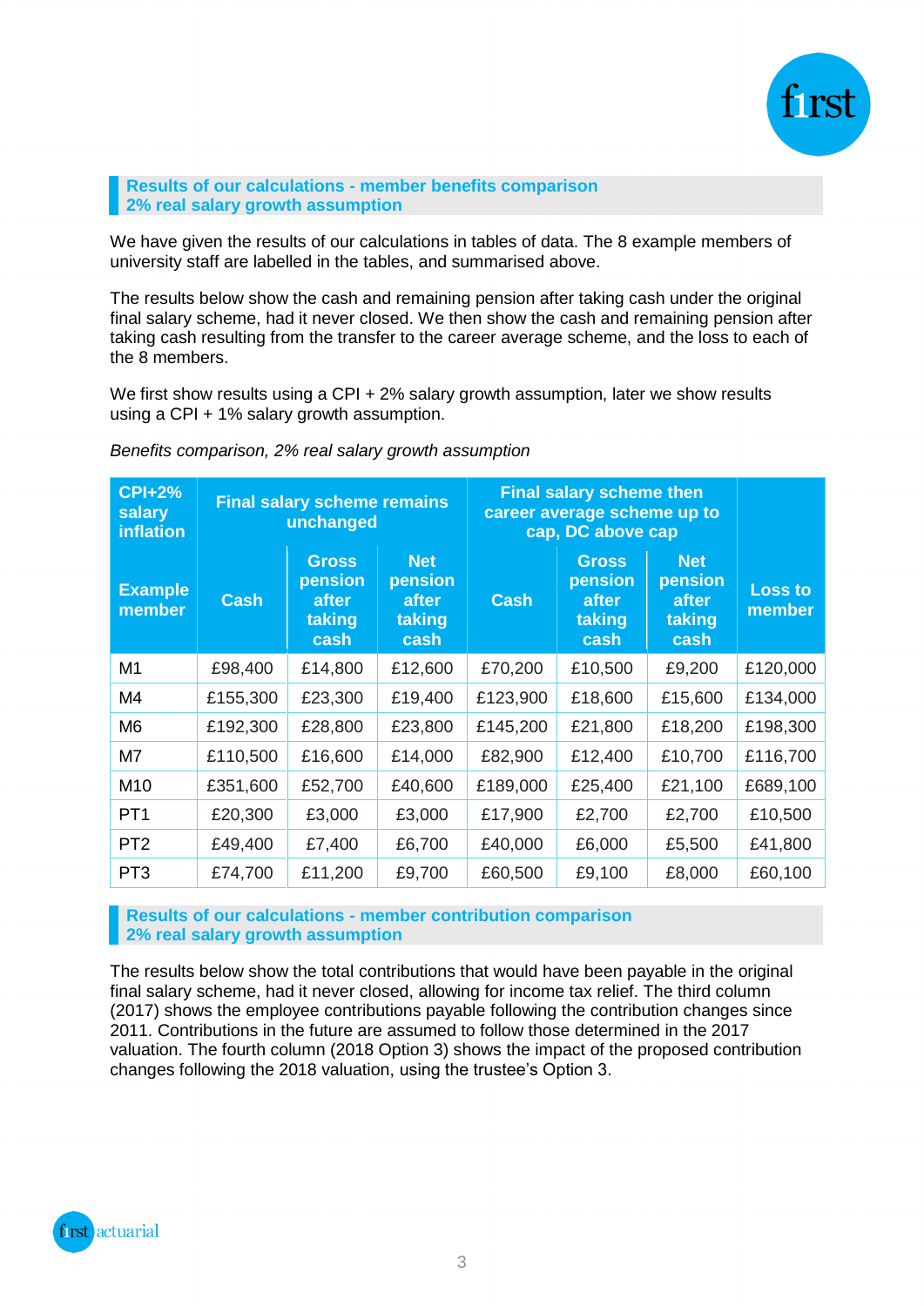## Results of our calculations - member benefits comparison 2% real salary growth assumption

We have given the results of our calculations in tables of data. The 8 example members of university staff are labelled in the tables, and summarised above.

The results below show the cash and remaining pension after taking cash under the original final salary scheme, had it never closed. We then show the cash and remaining pension after taking cash resulting from the transfer to the career average scheme, and the loss to each of the 8 members.

We first show results using a CPI + 2% salary growth assumption, later we show results using a CPI + 1% salary growth assumption.

*Benefits comparison, 2% real salary growth assumption*

| CPI+2% salary inflation | Final salary scheme remains unchanged | | | Final salary scheme then career average scheme up to cap, DC above cap | | | |
|---|---|---|---|---|---|---|---|
| Example member | Cash | Gross pension after taking cash | Net pension after taking cash | Cash | Gross pension after taking cash | Net pension after taking cash | Loss to member |
| M1 | £98,400 | £14,800 | £12,600 | £70,200 | £10,500 | £9,200 | £120,000 |
| M4 | £155,300 | £23,300 | £19,400 | £123,900 | £18,600 | £15,600 | £134,000 |
| M6 | £192,300 | £28,800 | £23,800 | £145,200 | £21,800 | £18,200 | £198,300 |
| M7 | £110,500 | £16,600 | £14,000 | £82,900 | £12,400 | £10,700 | £116,700 |
| M10 | £351,600 | £52,700 | £40,600 | £189,000 | £25,400 | £21,100 | £689,100 |
| PT1 | £20,300 | £3,000 | £3,000 | £17,900 | £2,700 | £2,700 | £10,500 |
| PT2 | £49,400 | £7,400 | £6,700 | £40,000 | £6,000 | £5,500 | £41,800 |
| PT3 | £74,700 | £11,200 | £9,700 | £60,500 | £9,100 | £8,000 | £60,100 |

## Results of our calculations - member contribution comparison 2% real salary growth assumption

The results below show the total contributions that would have been payable in the original final salary scheme, had it never closed, allowing for income tax relief. The third column (2017) shows the employee contributions payable following the contribution changes since 2011. Contributions in the future are assumed to follow those determined in the 2017 valuation. The fourth column (2018 Option 3) shows the impact of the proposed contribution changes following the 2018 valuation, using the trustee's Option 3.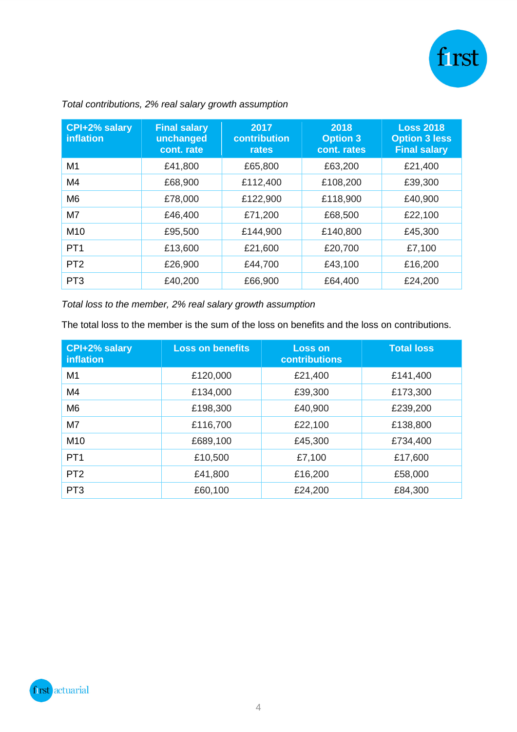*Total contributions, 2% real salary growth assumption*

| CPI+2% salary inflation | Final salary unchanged cont. rate | 2017 contribution rates | 2018 Option 3 cont. rates | Loss 2018 Option 3 less Final salary |
|---|---|---|---|---|
| M1 | £41,800 | £65,800 | £63,200 | £21,400 |
| M4 | £68,900 | £112,400 | £108,200 | £39,300 |
| M6 | £78,000 | £122,900 | £118,900 | £40,900 |
| M7 | £46,400 | £71,200 | £68,500 | £22,100 |
| M10 | £95,500 | £144,900 | £140,800 | £45,300 |
| PT1 | £13,600 | £21,600 | £20,700 | £7,100 |
| PT2 | £26,900 | £44,700 | £43,100 | £16,200 |
| PT3 | £40,200 | £66,900 | £64,400 | £24,200 |

*Total loss to the member, 2% real salary growth assumption*

The total loss to the member is the sum of the loss on benefits and the loss on contributions.

| CPI+2% salary inflation | Loss on benefits | Loss on contributions | Total loss |
|---|---|---|---|
| M1 | £120,000 | £21,400 | £141,400 |
| M4 | £134,000 | £39,300 | £173,300 |
| M6 | £198,300 | £40,900 | £239,200 |
| M7 | £116,700 | £22,100 | £138,800 |
| M10 | £689,100 | £45,300 | £734,400 |
| PT1 | £10,500 | £7,100 | £17,600 |
| PT2 | £41,800 | £16,200 | £58,000 |
| PT3 | £60,100 | £24,200 | £84,300 |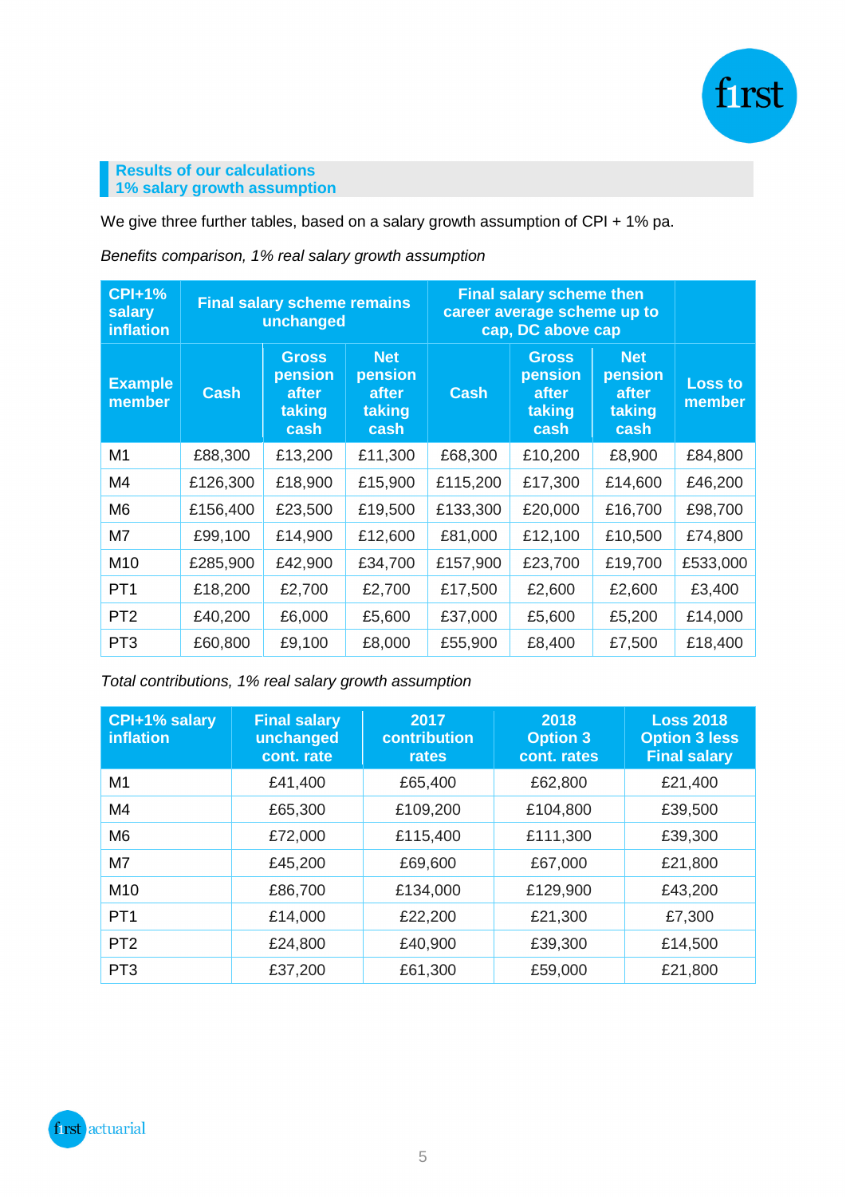## Results of our calculations
## 1% salary growth assumption

We give three further tables, based on a salary growth assumption of CPI + 1% pa.

*Benefits comparison, 1% real salary growth assumption*

| CPI+1% salary inflation | Final salary scheme remains unchanged | | | Final salary scheme then career average scheme up to cap, DC above cap | | | |
|---|---|---|---|---|---|---|---|
| **Example member** | **Cash** | **Gross pension after taking cash** | **Net pension after taking cash** | **Cash** | **Gross pension after taking cash** | **Net pension after taking cash** | **Loss to member** |
| M1 | £88,300 | £13,200 | £11,300 | £68,300 | £10,200 | £8,900 | £84,800 |
| M4 | £126,300 | £18,900 | £15,900 | £115,200 | £17,300 | £14,600 | £46,200 |
| M6 | £156,400 | £23,500 | £19,500 | £133,300 | £20,000 | £16,700 | £98,700 |
| M7 | £99,100 | £14,900 | £12,600 | £81,000 | £12,100 | £10,500 | £74,800 |
| M10 | £285,900 | £42,900 | £34,700 | £157,900 | £23,700 | £19,700 | £533,000 |
| PT1 | £18,200 | £2,700 | £2,700 | £17,500 | £2,600 | £2,600 | £3,400 |
| PT2 | £40,200 | £6,000 | £5,600 | £37,000 | £5,600 | £5,200 | £14,000 |
| PT3 | £60,800 | £9,100 | £8,000 | £55,900 | £8,400 | £7,500 | £18,400 |

*Total contributions, 1% real salary growth assumption*

| CPI+1% salary inflation | Final salary unchanged cont. rate | 2017 contribution rates | 2018 Option 3 cont. rates | Loss 2018 Option 3 less Final salary |
|---|---|---|---|---|
| M1 | £41,400 | £65,400 | £62,800 | £21,400 |
| M4 | £65,300 | £109,200 | £104,800 | £39,500 |
| M6 | £72,000 | £115,400 | £111,300 | £39,300 |
| M7 | £45,200 | £69,600 | £67,000 | £21,800 |
| M10 | £86,700 | £134,000 | £129,900 | £43,200 |
| PT1 | £14,000 | £22,200 | £21,300 | £7,300 |
| PT2 | £24,800 | £40,900 | £39,300 | £14,500 |
| PT3 | £37,200 | £61,300 | £59,000 | £21,800 |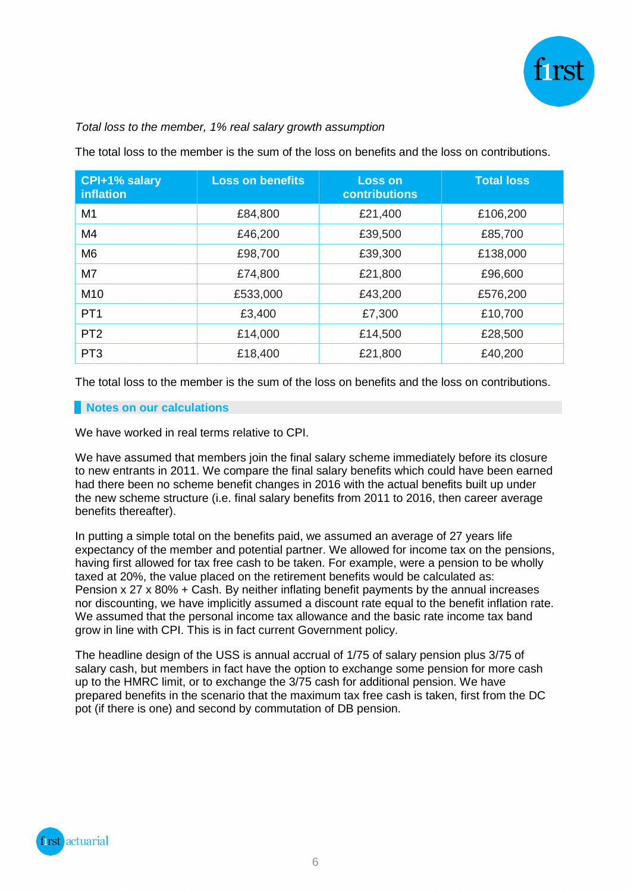*Total loss to the member, 1% real salary growth assumption*

The total loss to the member is the sum of the loss on benefits and the loss on contributions.

| CPI+1% salary inflation | Loss on benefits | Loss on contributions | Total loss |
|---|---|---|---|
| M1 | £84,800 | £21,400 | £106,200 |
| M4 | £46,200 | £39,500 | £85,700 |
| M6 | £98,700 | £39,300 | £138,000 |
| M7 | £74,800 | £21,800 | £96,600 |
| M10 | £533,000 | £43,200 | £576,200 |
| PT1 | £3,400 | £7,300 | £10,700 |
| PT2 | £14,000 | £14,500 | £28,500 |
| PT3 | £18,400 | £21,800 | £40,200 |

The total loss to the member is the sum of the loss on benefits and the loss on contributions.

## Notes on our calculations

We have worked in real terms relative to CPI.

We have assumed that members join the final salary scheme immediately before its closure to new entrants in 2011. We compare the final salary benefits which could have been earned had there been no scheme benefit changes in 2016 with the actual benefits built up under the new scheme structure (i.e. final salary benefits from 2011 to 2016, then career average benefits thereafter).

In putting a simple total on the benefits paid, we assumed an average of 27 years life expectancy of the member and potential partner. We allowed for income tax on the pensions, having first allowed for tax free cash to be taken. For example, were a pension to be wholly taxed at 20%, the value placed on the retirement benefits would be calculated as: Pension x 27 x 80% + Cash. By neither inflating benefit payments by the annual increases nor discounting, we have implicitly assumed a discount rate equal to the benefit inflation rate. We assumed that the personal income tax allowance and the basic rate income tax band grow in line with CPI. This is in fact current Government policy.

The headline design of the USS is annual accrual of 1/75 of salary pension plus 3/75 of salary cash, but members in fact have the option to exchange some pension for more cash up to the HMRC limit, or to exchange the 3/75 cash for additional pension. We have prepared benefits in the scenario that the maximum tax free cash is taken, first from the DC pot (if there is one) and second by commutation of DB pension.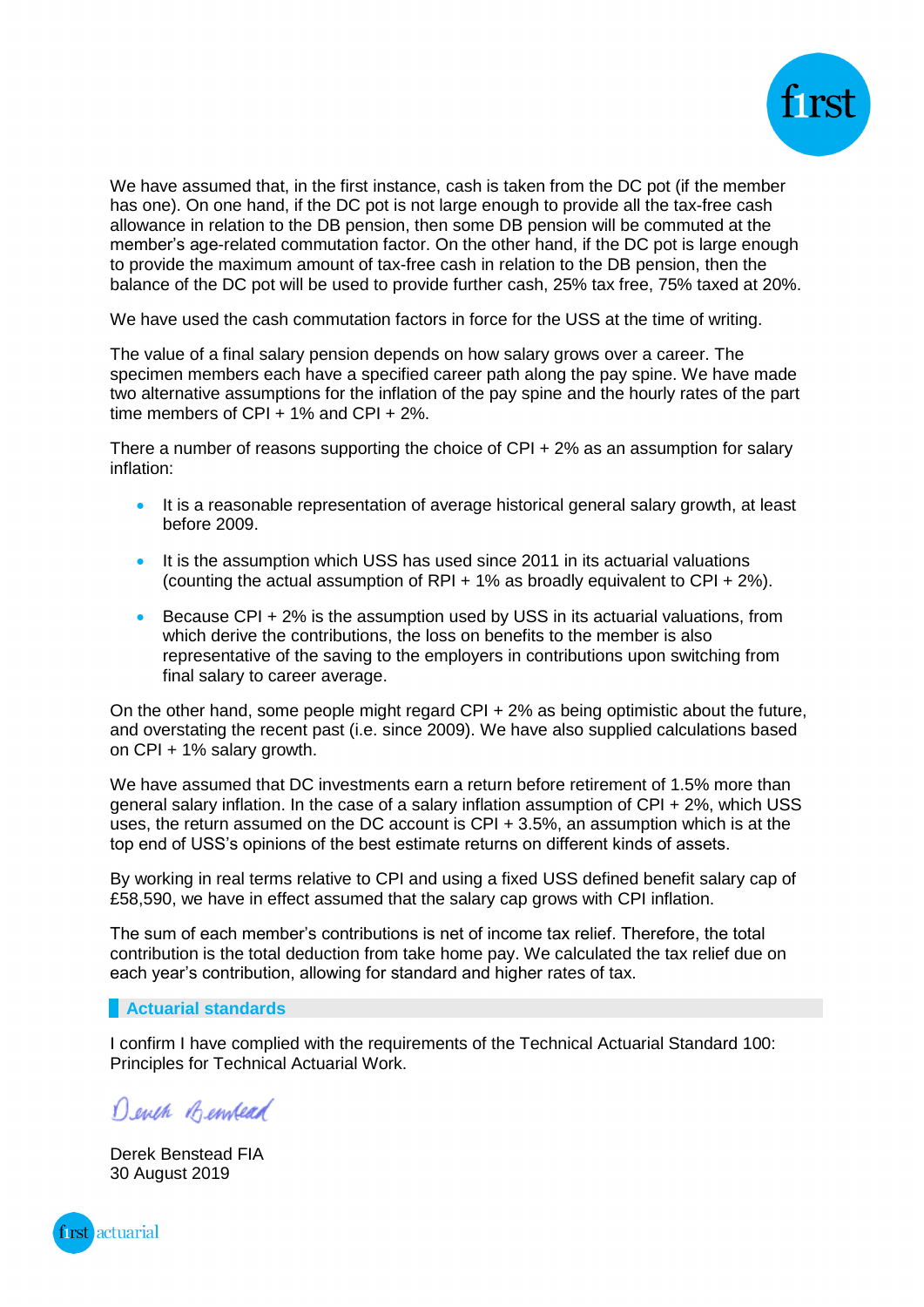We have assumed that, in the first instance, cash is taken from the DC pot (if the member has one). On one hand, if the DC pot is not large enough to provide all the tax-free cash allowance in relation to the DB pension, then some DB pension will be commuted at the member's age-related commutation factor. On the other hand, if the DC pot is large enough to provide the maximum amount of tax-free cash in relation to the DB pension, then the balance of the DC pot will be used to provide further cash, 25% tax free, 75% taxed at 20%.

We have used the cash commutation factors in force for the USS at the time of writing.

The value of a final salary pension depends on how salary grows over a career. The specimen members each have a specified career path along the pay spine. We have made two alternative assumptions for the inflation of the pay spine and the hourly rates of the part time members of CPI + 1% and CPI + 2%.

There a number of reasons supporting the choice of CPI + 2% as an assumption for salary inflation:

- It is a reasonable representation of average historical general salary growth, at least before 2009.
- It is the assumption which USS has used since 2011 in its actuarial valuations (counting the actual assumption of RPI + 1% as broadly equivalent to CPI + 2%).
- Because CPI + 2% is the assumption used by USS in its actuarial valuations, from which derive the contributions, the loss on benefits to the member is also representative of the saving to the employers in contributions upon switching from final salary to career average.

On the other hand, some people might regard CPI + 2% as being optimistic about the future, and overstating the recent past (i.e. since 2009). We have also supplied calculations based on CPI + 1% salary growth.

We have assumed that DC investments earn a return before retirement of 1.5% more than general salary inflation. In the case of a salary inflation assumption of CPI + 2%, which USS uses, the return assumed on the DC account is CPI + 3.5%, an assumption which is at the top end of USS's opinions of the best estimate returns on different kinds of assets.

By working in real terms relative to CPI and using a fixed USS defined benefit salary cap of £58,590, we have in effect assumed that the salary cap grows with CPI inflation.

The sum of each member's contributions is net of income tax relief. Therefore, the total contribution is the total deduction from take home pay. We calculated the tax relief due on each year's contribution, allowing for standard and higher rates of tax.

## Actuarial standards

I confirm I have complied with the requirements of the Technical Actuarial Standard 100: Principles for Technical Actuarial Work.

*Derek Benstead*

Derek Benstead FIA
30 August 2019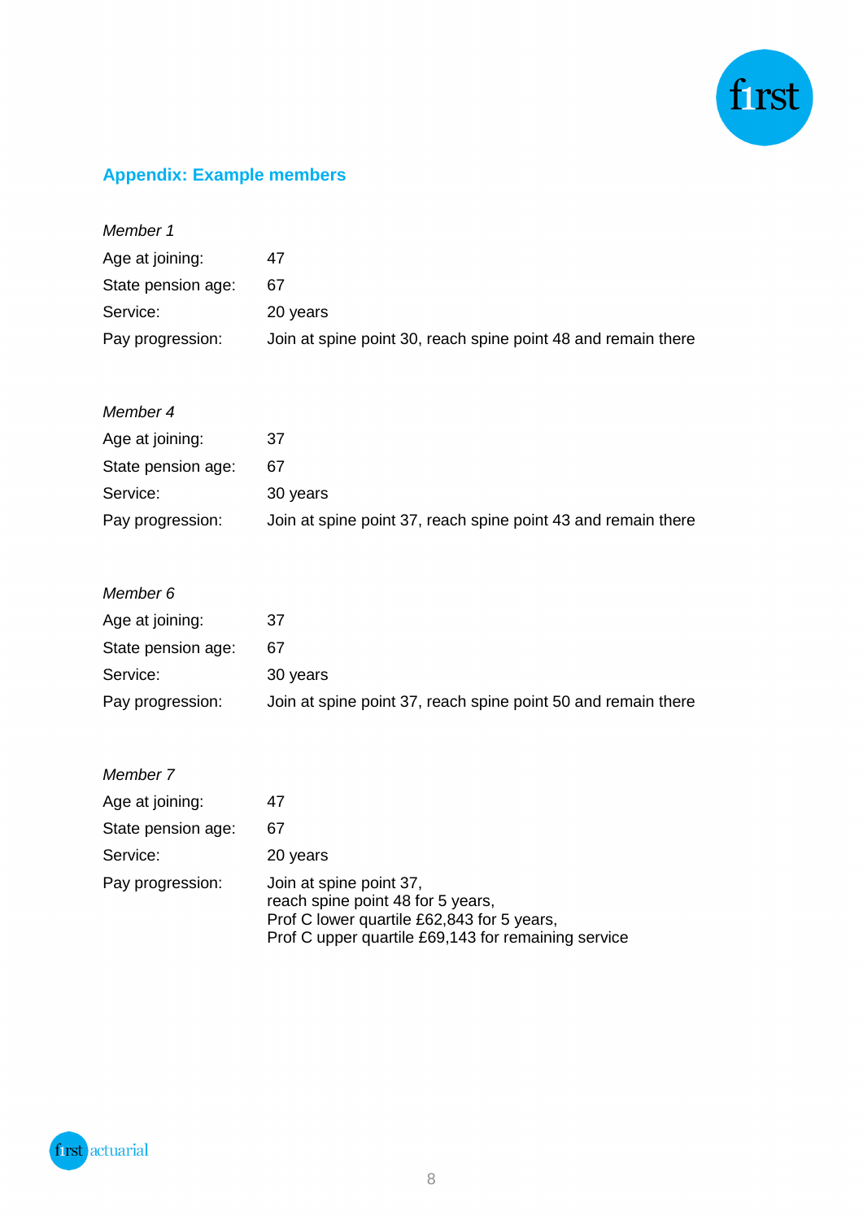## Appendix: Example members

*Member 1*

| | |
|---|---|
| Age at joining: | 47 |
| State pension age: | 67 |
| Service: | 20 years |
| Pay progression: | Join at spine point 30, reach spine point 48 and remain there |

*Member 4*

| | |
|---|---|
| Age at joining: | 37 |
| State pension age: | 67 |
| Service: | 30 years |
| Pay progression: | Join at spine point 37, reach spine point 43 and remain there |

*Member 6*

| | |
|---|---|
| Age at joining: | 37 |
| State pension age: | 67 |
| Service: | 30 years |
| Pay progression: | Join at spine point 37, reach spine point 50 and remain there |

*Member 7*

| | |
|---|---|
| Age at joining: | 47 |
| State pension age: | 67 |
| Service: | 20 years |
| Pay progression: | Join at spine point 37,<br>reach spine point 48 for 5 years,<br>Prof C lower quartile £62,843 for 5 years,<br>Prof C upper quartile £69,143 for remaining service |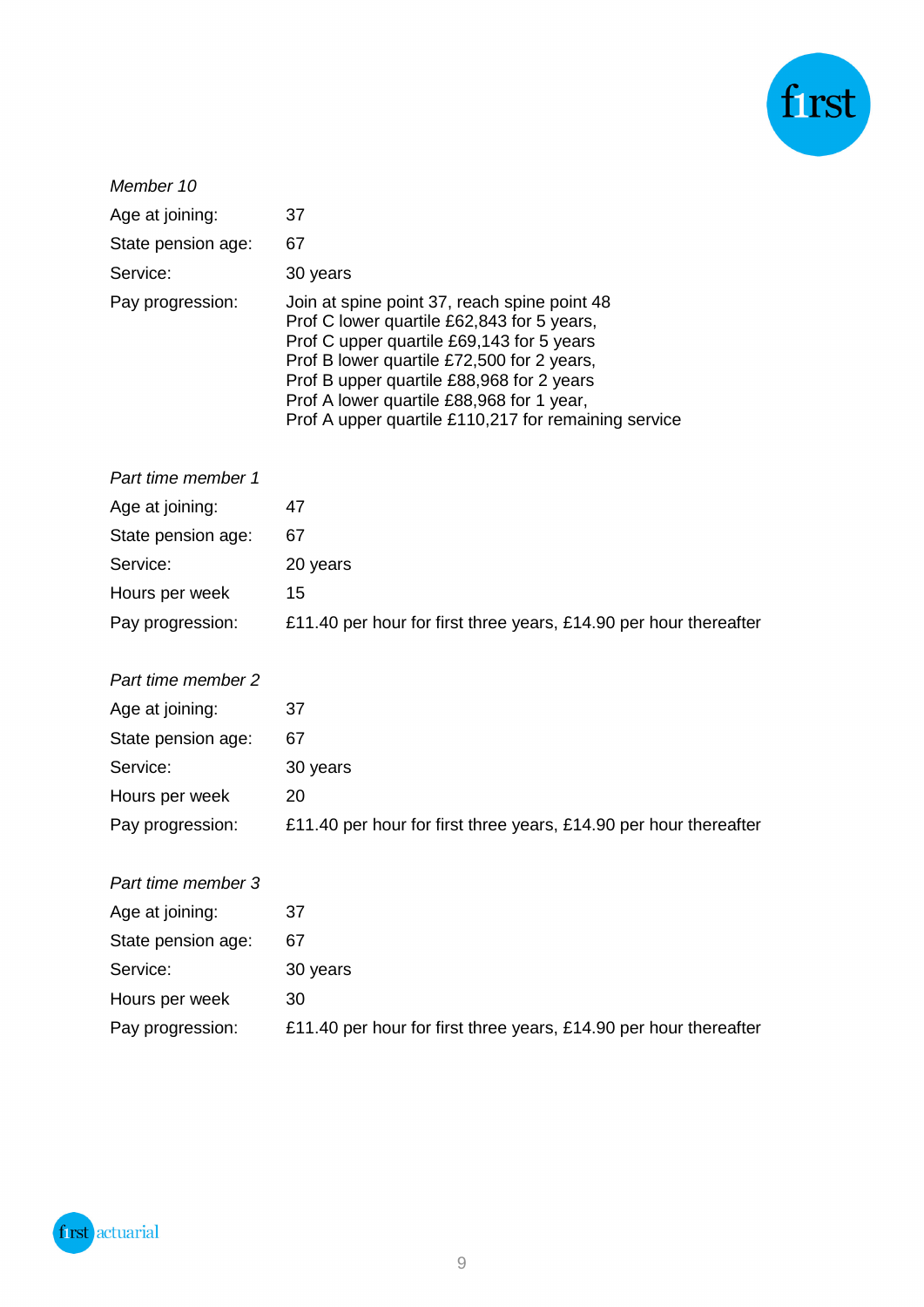*Member 10*

| | |
|---|---|
| Age at joining: | 37 |
| State pension age: | 67 |
| Service: | 30 years |
| Pay progression: | Join at spine point 37, reach spine point 48<br>Prof C lower quartile £62,843 for 5 years,<br>Prof C upper quartile £69,143 for 5 years<br>Prof B lower quartile £72,500 for 2 years,<br>Prof B upper quartile £88,968 for 2 years<br>Prof A lower quartile £88,968 for 1 year,<br>Prof A upper quartile £110,217 for remaining service |

*Part time member 1*

| | |
|---|---|
| Age at joining: | 47 |
| State pension age: | 67 |
| Service: | 20 years |
| Hours per week | 15 |
| Pay progression: | £11.40 per hour for first three years, £14.90 per hour thereafter |

*Part time member 2*

| | |
|---|---|
| Age at joining: | 37 |
| State pension age: | 67 |
| Service: | 30 years |
| Hours per week | 20 |
| Pay progression: | £11.40 per hour for first three years, £14.90 per hour thereafter |

*Part time member 3*

| | |
|---|---|
| Age at joining: | 37 |
| State pension age: | 67 |
| Service: | 30 years |
| Hours per week | 30 |
| Pay progression: | £11.40 per hour for first three years, £14.90 per hour thereafter |